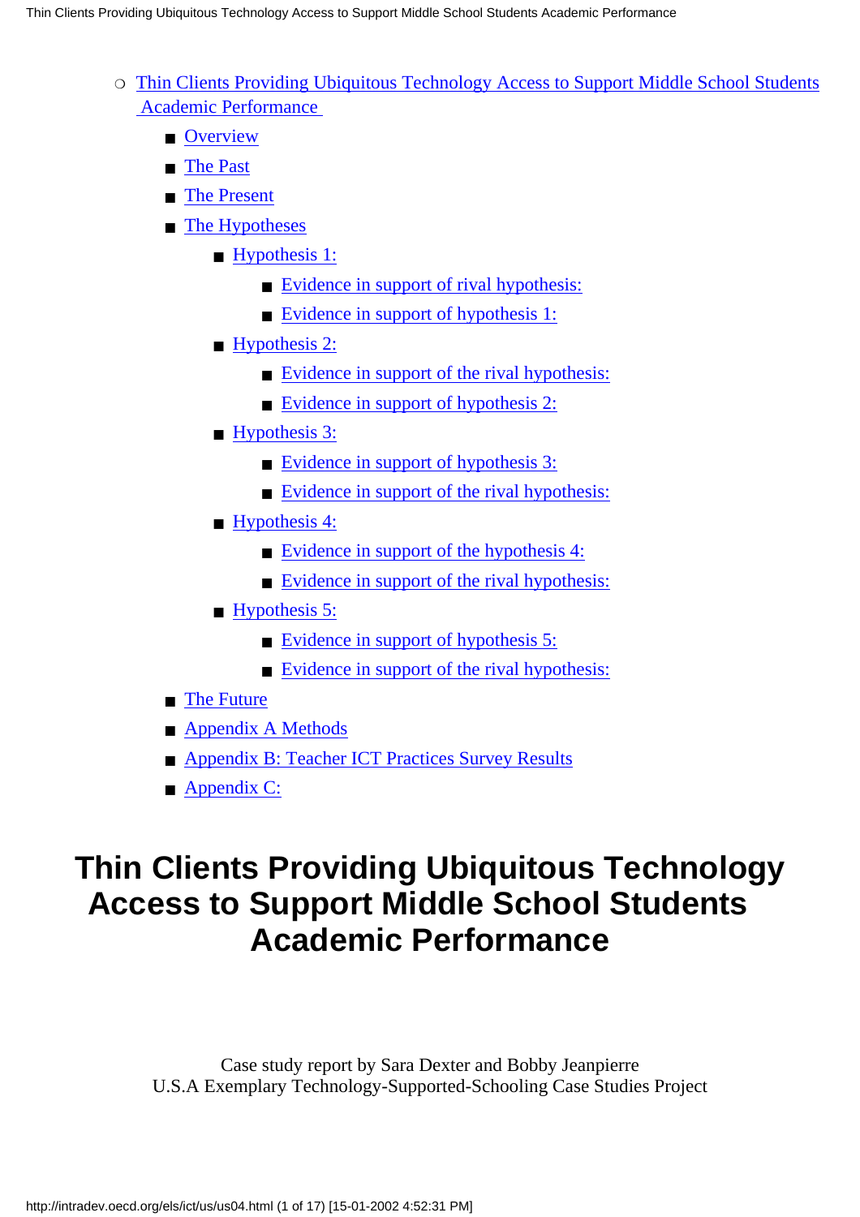- Thin Clients Providing Ubiquitous Technology Access to Support Middle School Students Academic Performance
    - Overview
    - The Past
    - The Present
    - The Hypotheses
        - Hypothesis 1:
            - Evidence in support of rival hypothesis:
            - Evidence in support of hypothesis 1:
        - Hypothesis 2:
            - Evidence in support of the rival hypothesis:
            - Evidence in support of hypothesis 2:
        - Hypothesis 3:
            - Evidence in support of hypothesis 3:
            - Evidence in support of the rival hypothesis:
        - Hypothesis 4:
            - Evidence in support of the hypothesis 4:
            - Evidence in support of the rival hypothesis:
        - Hypothesis 5:
            - Evidence in support of hypothesis 5:
            - Evidence in support of the rival hypothesis:
    - The Future
    - Appendix A Methods
    - Appendix B: Teacher ICT Practices Survey Results
    - Appendix C:

# Thin Clients Providing Ubiquitous Technology Access to Support Middle School Students Academic Performance

Case study report by Sara Dexter and Bobby Jeanpierre
U.S.A Exemplary Technology-Supported-Schooling Case Studies Project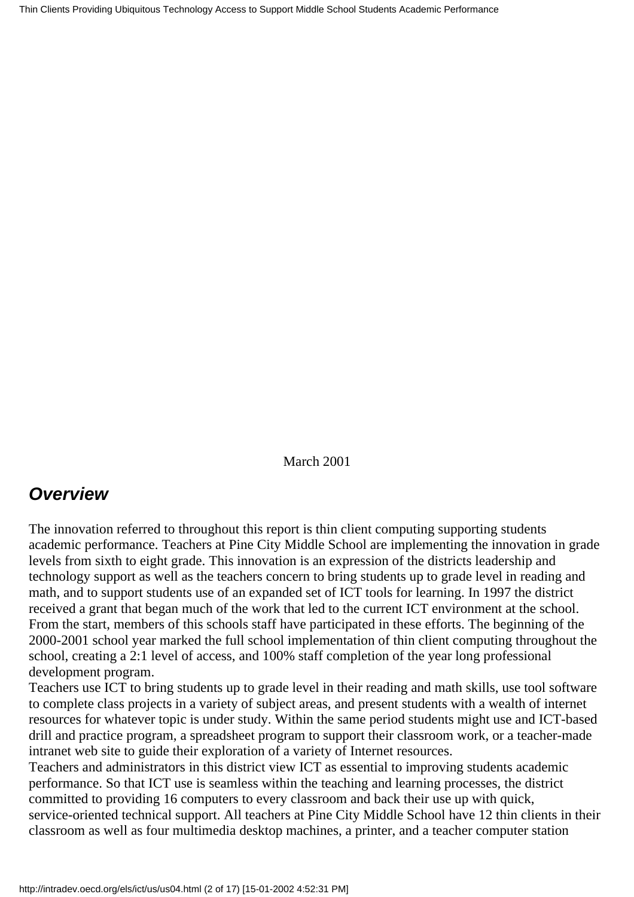March 2001

## *Overview*

The innovation referred to throughout this report is thin client computing supporting students academic performance. Teachers at Pine City Middle School are implementing the innovation in grade levels from sixth to eight grade. This innovation is an expression of the districts leadership and technology support as well as the teachers concern to bring students up to grade level in reading and math, and to support students use of an expanded set of ICT tools for learning. In 1997 the district received a grant that began much of the work that led to the current ICT environment at the school. From the start, members of this schools staff have participated in these efforts. The beginning of the 2000-2001 school year marked the full school implementation of thin client computing throughout the school, creating a 2:1 level of access, and 100% staff completion of the year long professional development program.

Teachers use ICT to bring students up to grade level in their reading and math skills, use tool software to complete class projects in a variety of subject areas, and present students with a wealth of internet resources for whatever topic is under study. Within the same period students might use and ICT-based drill and practice program, a spreadsheet program to support their classroom work, or a teacher-made intranet web site to guide their exploration of a variety of Internet resources.

Teachers and administrators in this district view ICT as essential to improving students academic performance. So that ICT use is seamless within the teaching and learning processes, the district committed to providing 16 computers to every classroom and back their use up with quick, service-oriented technical support. All teachers at Pine City Middle School have 12 thin clients in their classroom as well as four multimedia desktop machines, a printer, and a teacher computer station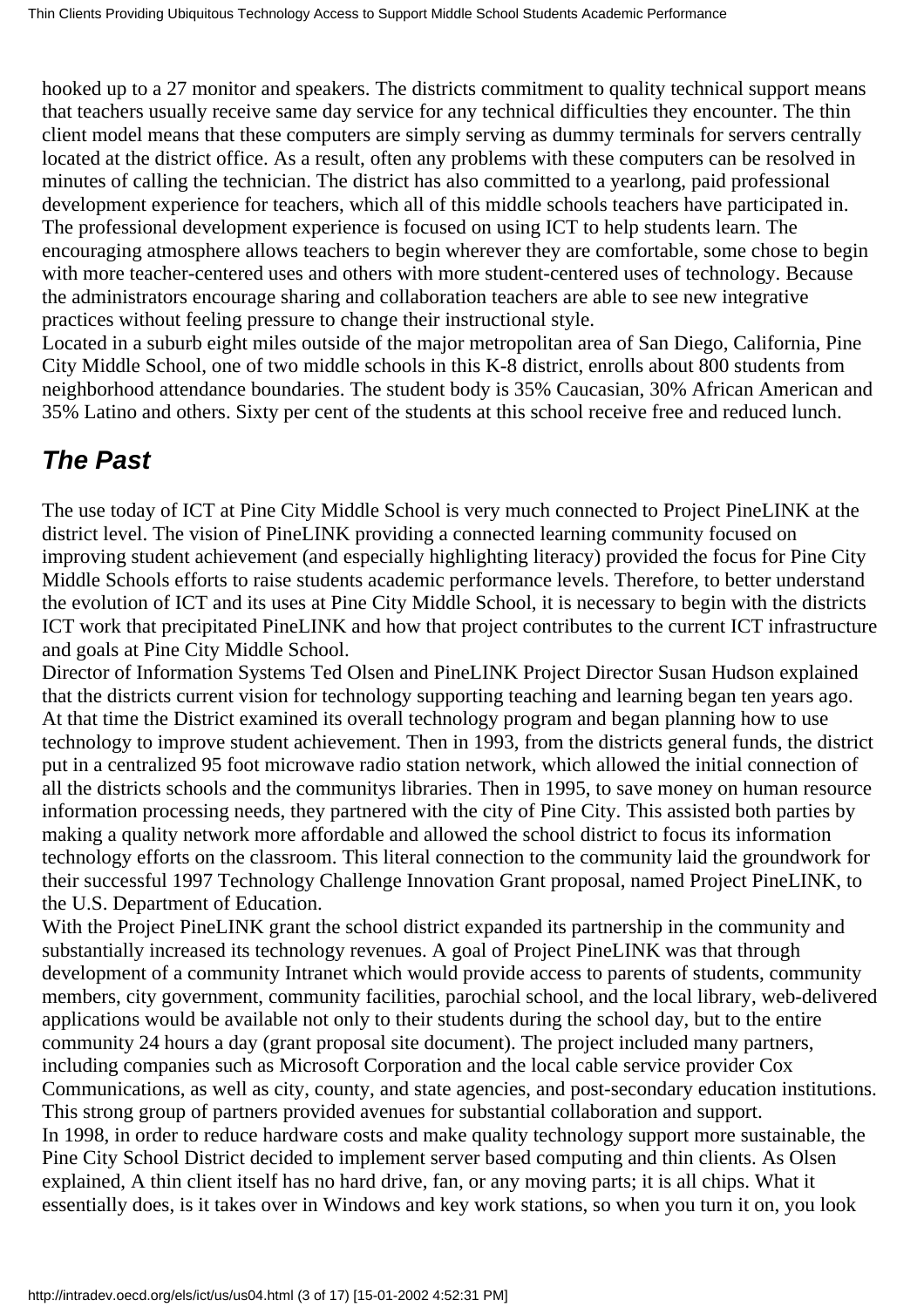hooked up to a 27 monitor and speakers. The districts commitment to quality technical support means that teachers usually receive same day service for any technical difficulties they encounter. The thin client model means that these computers are simply serving as dummy terminals for servers centrally located at the district office. As a result, often any problems with these computers can be resolved in minutes of calling the technician. The district has also committed to a yearlong, paid professional development experience for teachers, which all of this middle schools teachers have participated in. The professional development experience is focused on using ICT to help students learn. The encouraging atmosphere allows teachers to begin wherever they are comfortable, some chose to begin with more teacher-centered uses and others with more student-centered uses of technology. Because the administrators encourage sharing and collaboration teachers are able to see new integrative practices without feeling pressure to change their instructional style.

Located in a suburb eight miles outside of the major metropolitan area of San Diego, California, Pine City Middle School, one of two middle schools in this K-8 district, enrolls about 800 students from neighborhood attendance boundaries. The student body is 35% Caucasian, 30% African American and 35% Latino and others. Sixty per cent of the students at this school receive free and reduced lunch.

## *The Past*

The use today of ICT at Pine City Middle School is very much connected to Project PineLINK at the district level. The vision of PineLINK providing a connected learning community focused on improving student achievement (and especially highlighting literacy) provided the focus for Pine City Middle Schools efforts to raise students academic performance levels. Therefore, to better understand the evolution of ICT and its uses at Pine City Middle School, it is necessary to begin with the districts ICT work that precipitated PineLINK and how that project contributes to the current ICT infrastructure and goals at Pine City Middle School.

Director of Information Systems Ted Olsen and PineLINK Project Director Susan Hudson explained that the districts current vision for technology supporting teaching and learning began ten years ago. At that time the District examined its overall technology program and began planning how to use technology to improve student achievement. Then in 1993, from the districts general funds, the district put in a centralized 95 foot microwave radio station network, which allowed the initial connection of all the districts schools and the communitys libraries. Then in 1995, to save money on human resource information processing needs, they partnered with the city of Pine City. This assisted both parties by making a quality network more affordable and allowed the school district to focus its information technology efforts on the classroom. This literal connection to the community laid the groundwork for their successful 1997 Technology Challenge Innovation Grant proposal, named Project PineLINK, to the U.S. Department of Education.

With the Project PineLINK grant the school district expanded its partnership in the community and substantially increased its technology revenues. A goal of Project PineLINK was that through development of a community Intranet which would provide access to parents of students, community members, city government, community facilities, parochial school, and the local library, web-delivered applications would be available not only to their students during the school day, but to the entire community 24 hours a day (grant proposal site document). The project included many partners, including companies such as Microsoft Corporation and the local cable service provider Cox Communications, as well as city, county, and state agencies, and post-secondary education institutions. This strong group of partners provided avenues for substantial collaboration and support.

In 1998, in order to reduce hardware costs and make quality technology support more sustainable, the Pine City School District decided to implement server based computing and thin clients. As Olsen explained, A thin client itself has no hard drive, fan, or any moving parts; it is all chips. What it essentially does, is it takes over in Windows and key work stations, so when you turn it on, you look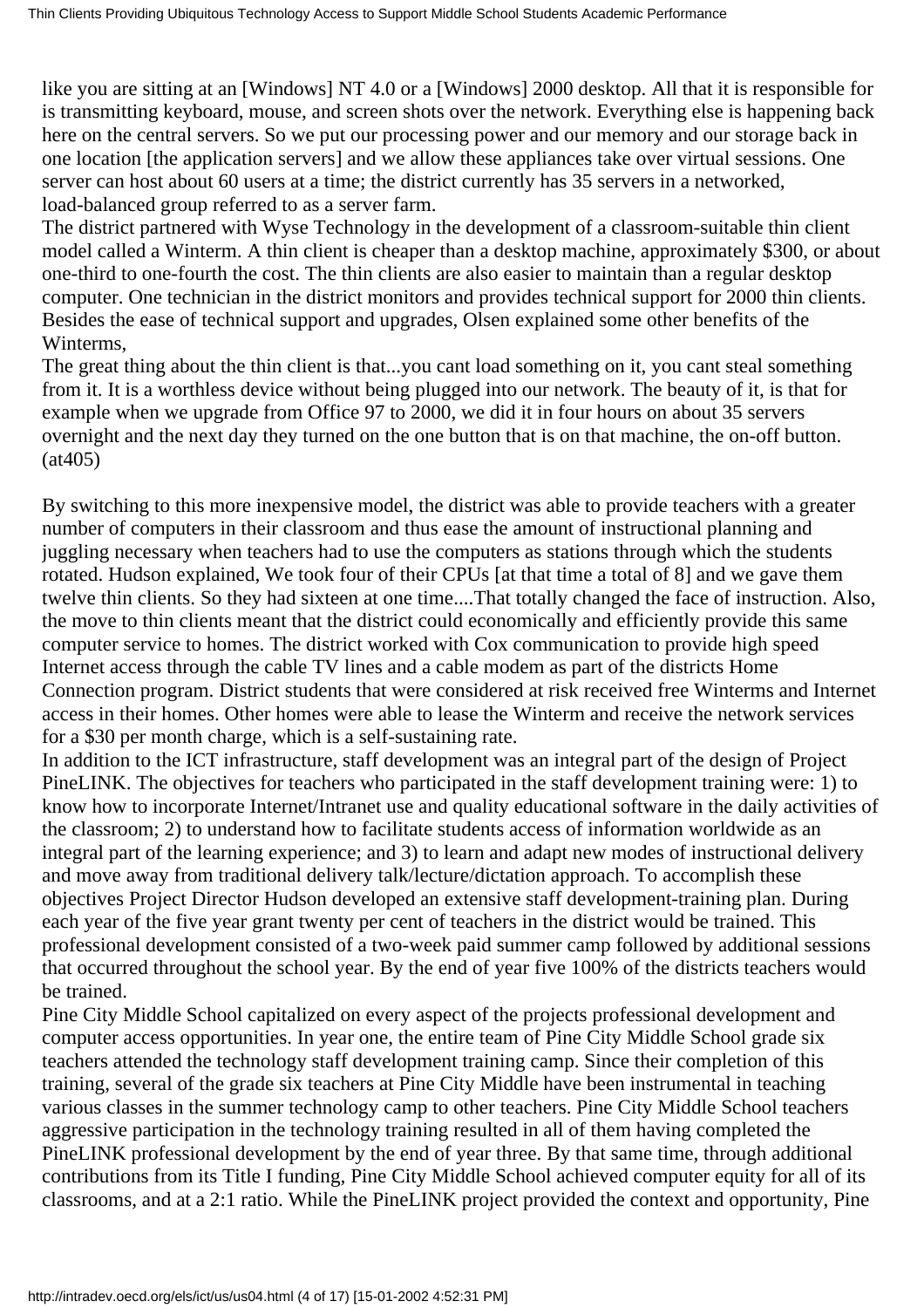like you are sitting at an [Windows] NT 4.0 or a [Windows] 2000 desktop. All that it is responsible for is transmitting keyboard, mouse, and screen shots over the network. Everything else is happening back here on the central servers. So we put our processing power and our memory and our storage back in one location [the application servers] and we allow these appliances take over virtual sessions. One server can host about 60 users at a time; the district currently has 35 servers in a networked, load-balanced group referred to as a server farm.

The district partnered with Wyse Technology in the development of a classroom-suitable thin client model called a Winterm. A thin client is cheaper than a desktop machine, approximately $300, or about one-third to one-fourth the cost. The thin clients are also easier to maintain than a regular desktop computer. One technician in the district monitors and provides technical support for 2000 thin clients. Besides the ease of technical support and upgrades, Olsen explained some other benefits of the Winterms,

The great thing about the thin client is that...you cant load something on it, you cant steal something from it. It is a worthless device without being plugged into our network. The beauty of it, is that for example when we upgrade from Office 97 to 2000, we did it in four hours on about 35 servers overnight and the next day they turned on the one button that is on that machine, the on-off button. (at405)

By switching to this more inexpensive model, the district was able to provide teachers with a greater number of computers in their classroom and thus ease the amount of instructional planning and juggling necessary when teachers had to use the computers as stations through which the students rotated. Hudson explained, We took four of their CPUs [at that time a total of 8] and we gave them twelve thin clients. So they had sixteen at one time....That totally changed the face of instruction. Also, the move to thin clients meant that the district could economically and efficiently provide this same computer service to homes. The district worked with Cox communication to provide high speed Internet access through the cable TV lines and a cable modem as part of the districts Home Connection program. District students that were considered at risk received free Winterms and Internet access in their homes. Other homes were able to lease the Winterm and receive the network services for a $30 per month charge, which is a self-sustaining rate.

In addition to the ICT infrastructure, staff development was an integral part of the design of Project PineLINK. The objectives for teachers who participated in the staff development training were: 1) to know how to incorporate Internet/Intranet use and quality educational software in the daily activities of the classroom; 2) to understand how to facilitate students access of information worldwide as an integral part of the learning experience; and 3) to learn and adapt new modes of instructional delivery and move away from traditional delivery talk/lecture/dictation approach. To accomplish these objectives Project Director Hudson developed an extensive staff development-training plan. During each year of the five year grant twenty per cent of teachers in the district would be trained. This professional development consisted of a two-week paid summer camp followed by additional sessions that occurred throughout the school year. By the end of year five 100% of the districts teachers would be trained.

Pine City Middle School capitalized on every aspect of the projects professional development and computer access opportunities. In year one, the entire team of Pine City Middle School grade six teachers attended the technology staff development training camp. Since their completion of this training, several of the grade six teachers at Pine City Middle have been instrumental in teaching various classes in the summer technology camp to other teachers. Pine City Middle School teachers aggressive participation in the technology training resulted in all of them having completed the PineLINK professional development by the end of year three. By that same time, through additional contributions from its Title I funding, Pine City Middle School achieved computer equity for all of its classrooms, and at a 2:1 ratio. While the PineLINK project provided the context and opportunity, Pine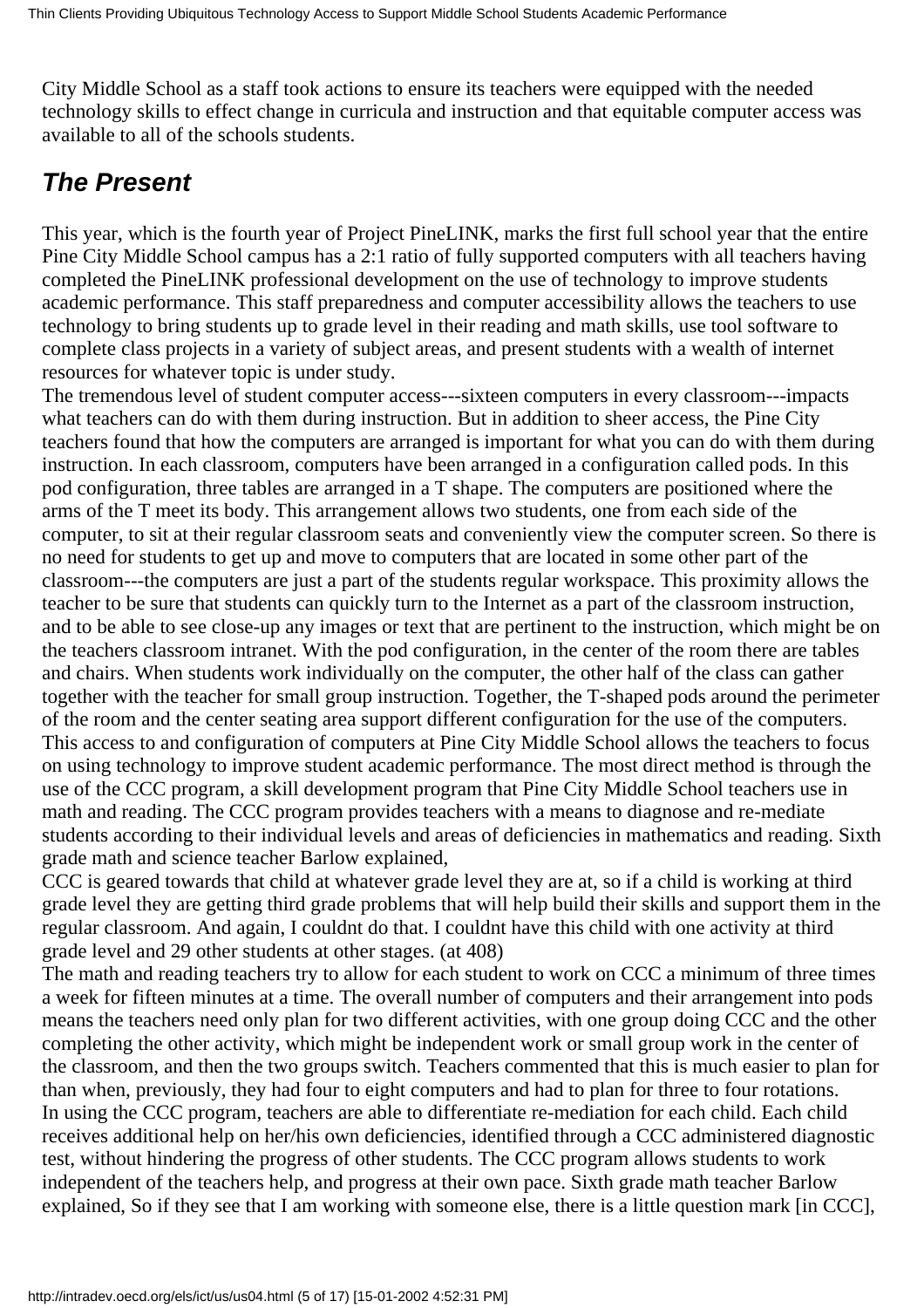City Middle School as a staff took actions to ensure its teachers were equipped with the needed technology skills to effect change in curricula and instruction and that equitable computer access was available to all of the schools students.

## *The Present*

This year, which is the fourth year of Project PineLINK, marks the first full school year that the entire Pine City Middle School campus has a 2:1 ratio of fully supported computers with all teachers having completed the PineLINK professional development on the use of technology to improve students academic performance. This staff preparedness and computer accessibility allows the teachers to use technology to bring students up to grade level in their reading and math skills, use tool software to complete class projects in a variety of subject areas, and present students with a wealth of internet resources for whatever topic is under study.

The tremendous level of student computer access---sixteen computers in every classroom---impacts what teachers can do with them during instruction. But in addition to sheer access, the Pine City teachers found that how the computers are arranged is important for what you can do with them during instruction. In each classroom, computers have been arranged in a configuration called pods. In this pod configuration, three tables are arranged in a T shape. The computers are positioned where the arms of the T meet its body. This arrangement allows two students, one from each side of the computer, to sit at their regular classroom seats and conveniently view the computer screen. So there is no need for students to get up and move to computers that are located in some other part of the classroom---the computers are just a part of the students regular workspace. This proximity allows the teacher to be sure that students can quickly turn to the Internet as a part of the classroom instruction, and to be able to see close-up any images or text that are pertinent to the instruction, which might be on the teachers classroom intranet. With the pod configuration, in the center of the room there are tables and chairs. When students work individually on the computer, the other half of the class can gather together with the teacher for small group instruction. Together, the T-shaped pods around the perimeter of the room and the center seating area support different configuration for the use of the computers.

This access to and configuration of computers at Pine City Middle School allows the teachers to focus on using technology to improve student academic performance. The most direct method is through the use of the CCC program, a skill development program that Pine City Middle School teachers use in math and reading. The CCC program provides teachers with a means to diagnose and re-mediate students according to their individual levels and areas of deficiencies in mathematics and reading. Sixth grade math and science teacher Barlow explained,

CCC is geared towards that child at whatever grade level they are at, so if a child is working at third grade level they are getting third grade problems that will help build their skills and support them in the regular classroom. And again, I couldnt do that. I couldnt have this child with one activity at third grade level and 29 other students at other stages. (at 408)

The math and reading teachers try to allow for each student to work on CCC a minimum of three times a week for fifteen minutes at a time. The overall number of computers and their arrangement into pods means the teachers need only plan for two different activities, with one group doing CCC and the other completing the other activity, which might be independent work or small group work in the center of the classroom, and then the two groups switch. Teachers commented that this is much easier to plan for than when, previously, they had four to eight computers and had to plan for three to four rotations.

In using the CCC program, teachers are able to differentiate re-mediation for each child. Each child receives additional help on her/his own deficiencies, identified through a CCC administered diagnostic test, without hindering the progress of other students. The CCC program allows students to work independent of the teachers help, and progress at their own pace. Sixth grade math teacher Barlow explained, So if they see that I am working with someone else, there is a little question mark [in CCC],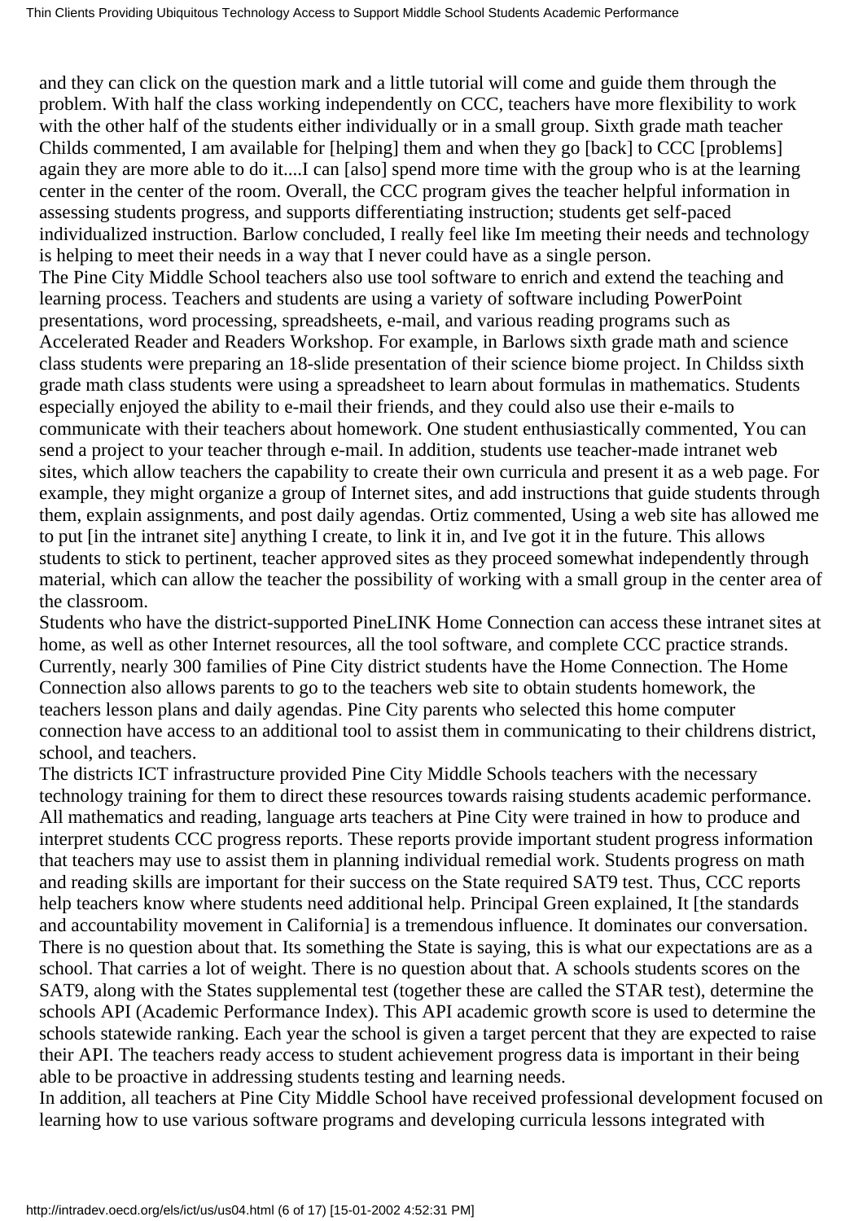and they can click on the question mark and a little tutorial will come and guide them through the problem. With half the class working independently on CCC, teachers have more flexibility to work with the other half of the students either individually or in a small group. Sixth grade math teacher Childs commented, I am available for [helping] them and when they go [back] to CCC [problems] again they are more able to do it....I can [also] spend more time with the group who is at the learning center in the center of the room. Overall, the CCC program gives the teacher helpful information in assessing students progress, and supports differentiating instruction; students get self-paced individualized instruction. Barlow concluded, I really feel like Im meeting their needs and technology is helping to meet their needs in a way that I never could have as a single person.

The Pine City Middle School teachers also use tool software to enrich and extend the teaching and learning process. Teachers and students are using a variety of software including PowerPoint presentations, word processing, spreadsheets, e-mail, and various reading programs such as Accelerated Reader and Readers Workshop. For example, in Barlows sixth grade math and science class students were preparing an 18-slide presentation of their science biome project. In Childss sixth grade math class students were using a spreadsheet to learn about formulas in mathematics. Students especially enjoyed the ability to e-mail their friends, and they could also use their e-mails to communicate with their teachers about homework. One student enthusiastically commented, You can send a project to your teacher through e-mail. In addition, students use teacher-made intranet web sites, which allow teachers the capability to create their own curricula and present it as a web page. For example, they might organize a group of Internet sites, and add instructions that guide students through them, explain assignments, and post daily agendas. Ortiz commented, Using a web site has allowed me to put [in the intranet site] anything I create, to link it in, and Ive got it in the future. This allows students to stick to pertinent, teacher approved sites as they proceed somewhat independently through material, which can allow the teacher the possibility of working with a small group in the center area of the classroom.

Students who have the district-supported PineLINK Home Connection can access these intranet sites at home, as well as other Internet resources, all the tool software, and complete CCC practice strands. Currently, nearly 300 families of Pine City district students have the Home Connection. The Home Connection also allows parents to go to the teachers web site to obtain students homework, the teachers lesson plans and daily agendas. Pine City parents who selected this home computer connection have access to an additional tool to assist them in communicating to their childrens district, school, and teachers.

The districts ICT infrastructure provided Pine City Middle Schools teachers with the necessary technology training for them to direct these resources towards raising students academic performance. All mathematics and reading, language arts teachers at Pine City were trained in how to produce and interpret students CCC progress reports. These reports provide important student progress information that teachers may use to assist them in planning individual remedial work. Students progress on math and reading skills are important for their success on the State required SAT9 test. Thus, CCC reports help teachers know where students need additional help. Principal Green explained, It [the standards and accountability movement in California] is a tremendous influence. It dominates our conversation. There is no question about that. Its something the State is saying, this is what our expectations are as a school. That carries a lot of weight. There is no question about that. A schools students scores on the SAT9, along with the States supplemental test (together these are called the STAR test), determine the schools API (Academic Performance Index). This API academic growth score is used to determine the schools statewide ranking. Each year the school is given a target percent that they are expected to raise their API. The teachers ready access to student achievement progress data is important in their being able to be proactive in addressing students testing and learning needs.

In addition, all teachers at Pine City Middle School have received professional development focused on learning how to use various software programs and developing curricula lessons integrated with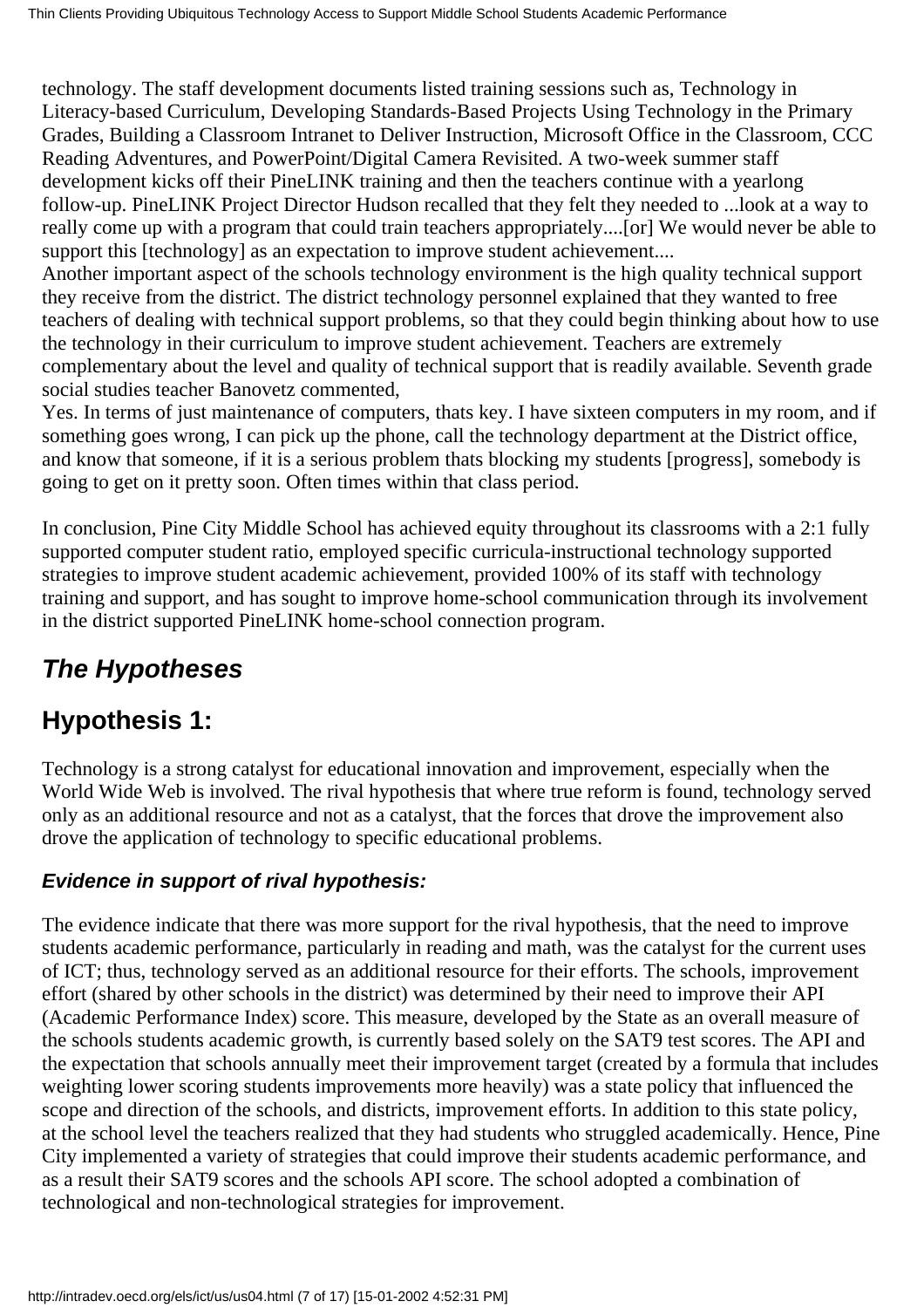technology. The staff development documents listed training sessions such as, Technology in Literacy-based Curriculum, Developing Standards-Based Projects Using Technology in the Primary Grades, Building a Classroom Intranet to Deliver Instruction, Microsoft Office in the Classroom, CCC Reading Adventures, and PowerPoint/Digital Camera Revisited. A two-week summer staff development kicks off their PineLINK training and then the teachers continue with a yearlong follow-up. PineLINK Project Director Hudson recalled that they felt they needed to ...look at a way to really come up with a program that could train teachers appropriately....[or] We would never be able to support this [technology] as an expectation to improve student achievement....

Another important aspect of the schools technology environment is the high quality technical support they receive from the district. The district technology personnel explained that they wanted to free teachers of dealing with technical support problems, so that they could begin thinking about how to use the technology in their curriculum to improve student achievement. Teachers are extremely complementary about the level and quality of technical support that is readily available. Seventh grade social studies teacher Banovetz commented,

Yes. In terms of just maintenance of computers, thats key. I have sixteen computers in my room, and if something goes wrong, I can pick up the phone, call the technology department at the District office, and know that someone, if it is a serious problem thats blocking my students [progress], somebody is going to get on it pretty soon. Often times within that class period.

In conclusion, Pine City Middle School has achieved equity throughout its classrooms with a 2:1 fully supported computer student ratio, employed specific curricula-instructional technology supported strategies to improve student academic achievement, provided 100% of its staff with technology training and support, and has sought to improve home-school communication through its involvement in the district supported PineLINK home-school connection program.

## *The Hypotheses*

## Hypothesis 1:

Technology is a strong catalyst for educational innovation and improvement, especially when the World Wide Web is involved. The rival hypothesis that where true reform is found, technology served only as an additional resource and not as a catalyst, that the forces that drove the improvement also drove the application of technology to specific educational problems.

### *Evidence in support of rival hypothesis:*

The evidence indicate that there was more support for the rival hypothesis, that the need to improve students academic performance, particularly in reading and math, was the catalyst for the current uses of ICT; thus, technology served as an additional resource for their efforts. The schools, improvement effort (shared by other schools in the district) was determined by their need to improve their API (Academic Performance Index) score. This measure, developed by the State as an overall measure of the schools students academic growth, is currently based solely on the SAT9 test scores. The API and the expectation that schools annually meet their improvement target (created by a formula that includes weighting lower scoring students improvements more heavily) was a state policy that influenced the scope and direction of the schools, and districts, improvement efforts. In addition to this state policy, at the school level the teachers realized that they had students who struggled academically. Hence, Pine City implemented a variety of strategies that could improve their students academic performance, and as a result their SAT9 scores and the schools API score. The school adopted a combination of technological and non-technological strategies for improvement.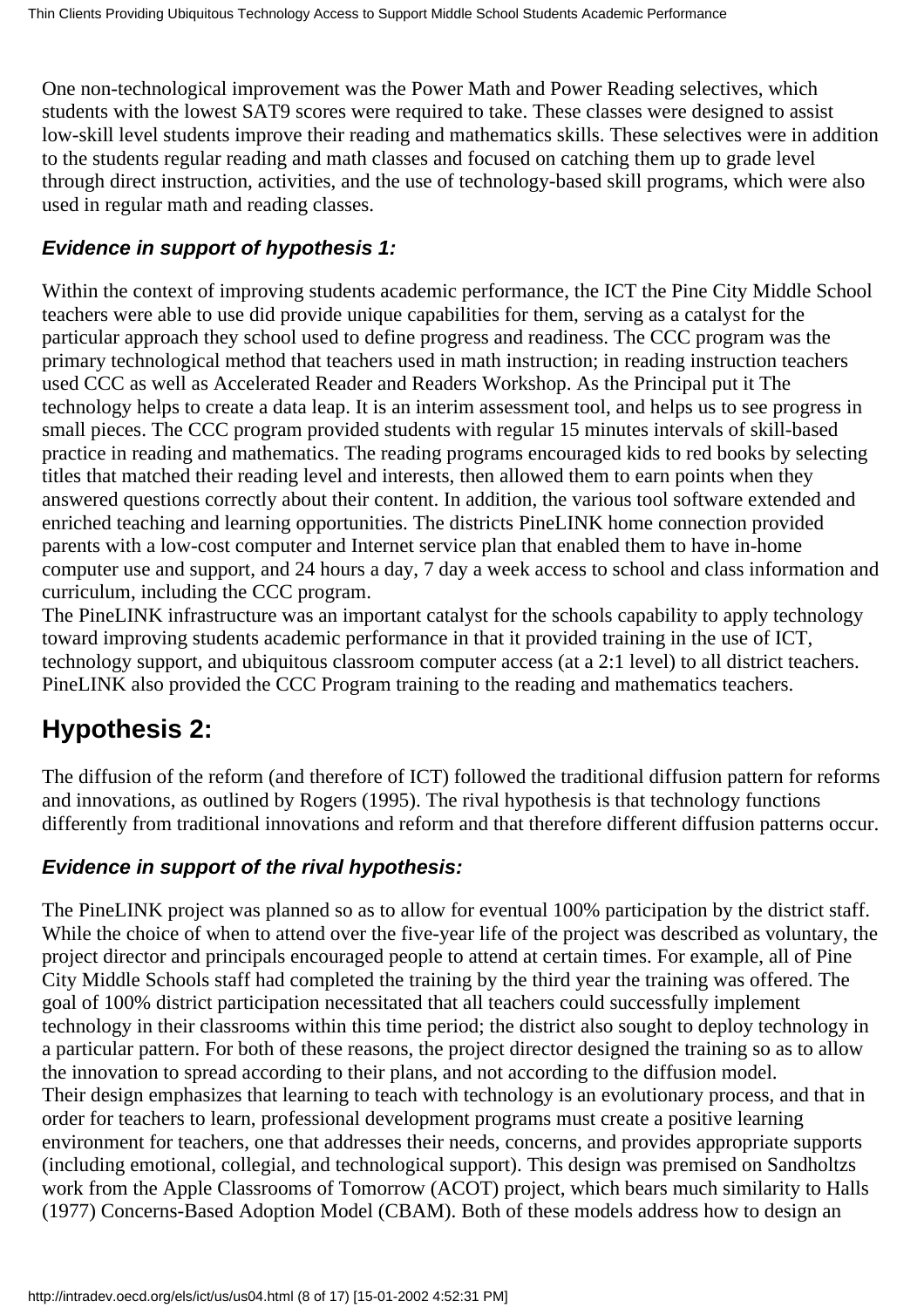One non-technological improvement was the Power Math and Power Reading selectives, which students with the lowest SAT9 scores were required to take. These classes were designed to assist low-skill level students improve their reading and mathematics skills. These selectives were in addition to the students regular reading and math classes and focused on catching them up to grade level through direct instruction, activities, and the use of technology-based skill programs, which were also used in regular math and reading classes.

### *Evidence in support of hypothesis 1:*

Within the context of improving students academic performance, the ICT the Pine City Middle School teachers were able to use did provide unique capabilities for them, serving as a catalyst for the particular approach they school used to define progress and readiness. The CCC program was the primary technological method that teachers used in math instruction; in reading instruction teachers used CCC as well as Accelerated Reader and Readers Workshop. As the Principal put it The technology helps to create a data leap. It is an interim assessment tool, and helps us to see progress in small pieces. The CCC program provided students with regular 15 minutes intervals of skill-based practice in reading and mathematics. The reading programs encouraged kids to red books by selecting titles that matched their reading level and interests, then allowed them to earn points when they answered questions correctly about their content. In addition, the various tool software extended and enriched teaching and learning opportunities. The districts PineLINK home connection provided parents with a low-cost computer and Internet service plan that enabled them to have in-home computer use and support, and 24 hours a day, 7 day a week access to school and class information and curriculum, including the CCC program.
The PineLINK infrastructure was an important catalyst for the schools capability to apply technology toward improving students academic performance in that it provided training in the use of ICT, technology support, and ubiquitous classroom computer access (at a 2:1 level) to all district teachers. PineLINK also provided the CCC Program training to the reading and mathematics teachers.

## Hypothesis 2:

The diffusion of the reform (and therefore of ICT) followed the traditional diffusion pattern for reforms and innovations, as outlined by Rogers (1995). The rival hypothesis is that technology functions differently from traditional innovations and reform and that therefore different diffusion patterns occur.

### *Evidence in support of the rival hypothesis:*

The PineLINK project was planned so as to allow for eventual 100% participation by the district staff. While the choice of when to attend over the five-year life of the project was described as voluntary, the project director and principals encouraged people to attend at certain times. For example, all of Pine City Middle Schools staff had completed the training by the third year the training was offered. The goal of 100% district participation necessitated that all teachers could successfully implement technology in their classrooms within this time period; the district also sought to deploy technology in a particular pattern. For both of these reasons, the project director designed the training so as to allow the innovation to spread according to their plans, and not according to the diffusion model.
Their design emphasizes that learning to teach with technology is an evolutionary process, and that in order for teachers to learn, professional development programs must create a positive learning environment for teachers, one that addresses their needs, concerns, and provides appropriate supports (including emotional, collegial, and technological support). This design was premised on Sandholtzs work from the Apple Classrooms of Tomorrow (ACOT) project, which bears much similarity to Halls (1977) Concerns-Based Adoption Model (CBAM). Both of these models address how to design an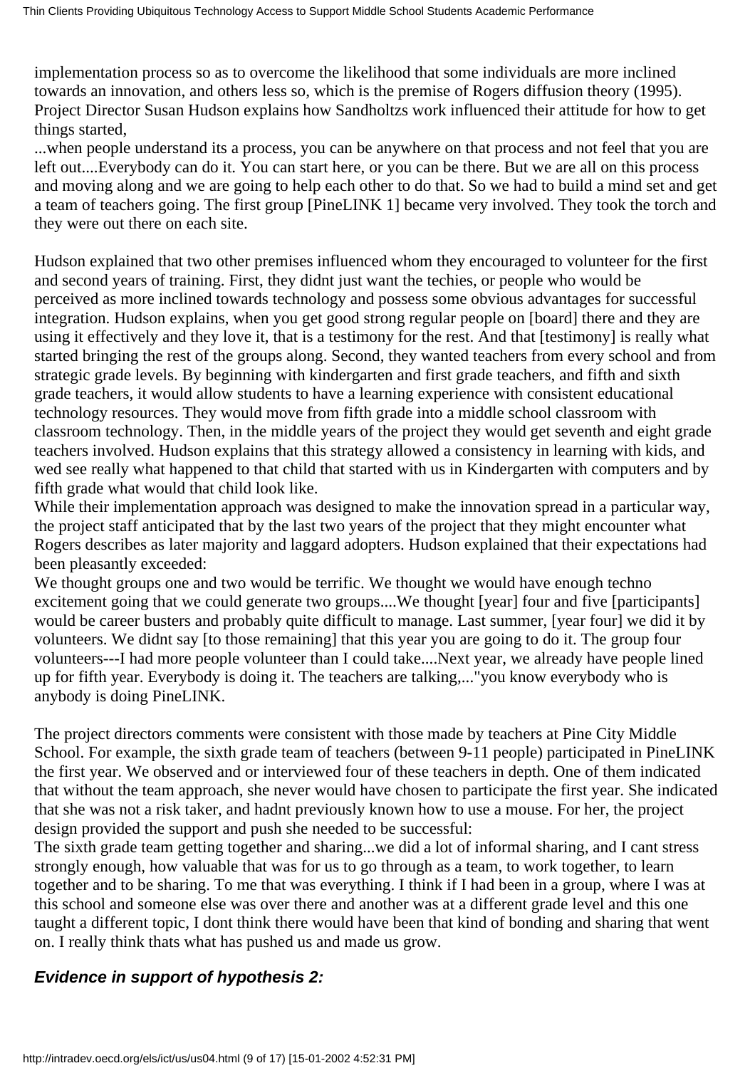implementation process so as to overcome the likelihood that some individuals are more inclined towards an innovation, and others less so, which is the premise of Rogers diffusion theory (1995). Project Director Susan Hudson explains how Sandholtzs work influenced their attitude for how to get things started,

...when people understand its a process, you can be anywhere on that process and not feel that you are left out....Everybody can do it. You can start here, or you can be there. But we are all on this process and moving along and we are going to help each other to do that. So we had to build a mind set and get a team of teachers going. The first group [PineLINK 1] became very involved. They took the torch and they were out there on each site.

Hudson explained that two other premises influenced whom they encouraged to volunteer for the first and second years of training. First, they didnt just want the techies, or people who would be perceived as more inclined towards technology and possess some obvious advantages for successful integration. Hudson explains, when you get good strong regular people on [board] there and they are using it effectively and they love it, that is a testimony for the rest. And that [testimony] is really what started bringing the rest of the groups along. Second, they wanted teachers from every school and from strategic grade levels. By beginning with kindergarten and first grade teachers, and fifth and sixth grade teachers, it would allow students to have a learning experience with consistent educational technology resources. They would move from fifth grade into a middle school classroom with classroom technology. Then, in the middle years of the project they would get seventh and eight grade teachers involved. Hudson explains that this strategy allowed a consistency in learning with kids, and wed see really what happened to that child that started with us in Kindergarten with computers and by fifth grade what would that child look like.

While their implementation approach was designed to make the innovation spread in a particular way, the project staff anticipated that by the last two years of the project that they might encounter what Rogers describes as later majority and laggard adopters. Hudson explained that their expectations had been pleasantly exceeded:

We thought groups one and two would be terrific. We thought we would have enough techno excitement going that we could generate two groups....We thought [year] four and five [participants] would be career busters and probably quite difficult to manage. Last summer, [year four] we did it by volunteers. We didnt say [to those remaining] that this year you are going to do it. The group four volunteers---I had more people volunteer than I could take....Next year, we already have people lined up for fifth year. Everybody is doing it. The teachers are talking,..."you know everybody who is anybody is doing PineLINK.

The project directors comments were consistent with those made by teachers at Pine City Middle School. For example, the sixth grade team of teachers (between 9-11 people) participated in PineLINK the first year. We observed and or interviewed four of these teachers in depth. One of them indicated that without the team approach, she never would have chosen to participate the first year. She indicated that she was not a risk taker, and hadnt previously known how to use a mouse. For her, the project design provided the support and push she needed to be successful:

The sixth grade team getting together and sharing...we did a lot of informal sharing, and I cant stress strongly enough, how valuable that was for us to go through as a team, to work together, to learn together and to be sharing. To me that was everything. I think if I had been in a group, where I was at this school and someone else was over there and another was at a different grade level and this one taught a different topic, I dont think there would have been that kind of bonding and sharing that went on. I really think thats what has pushed us and made us grow.

### *Evidence in support of hypothesis 2:*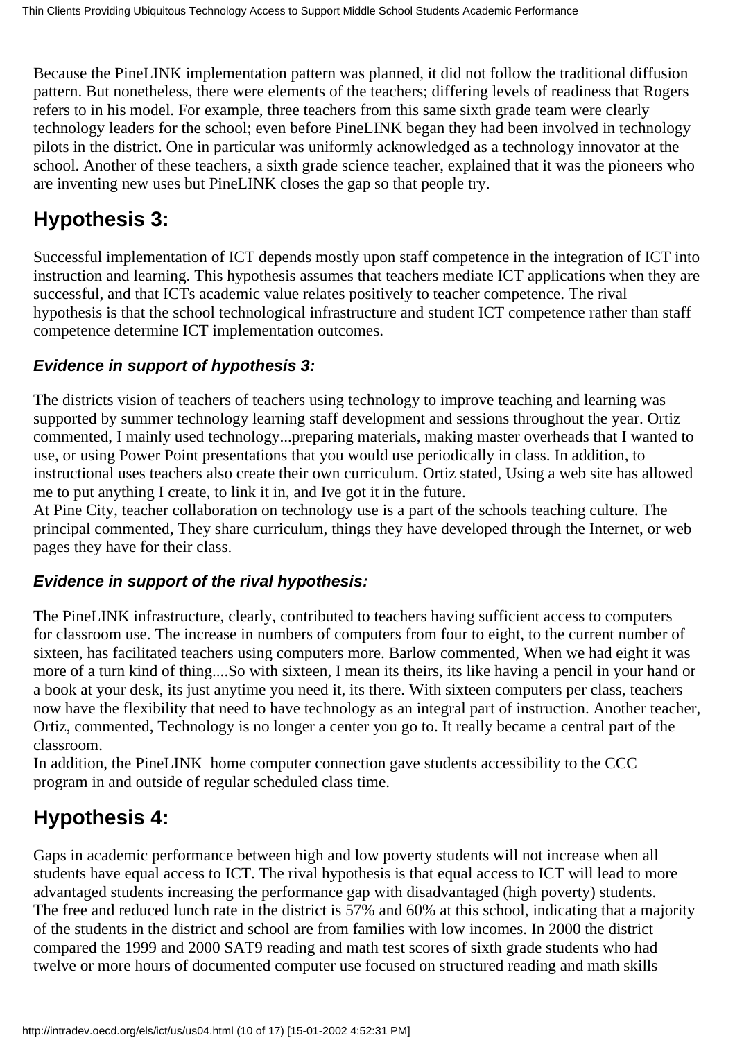Because the PineLINK implementation pattern was planned, it did not follow the traditional diffusion pattern. But nonetheless, there were elements of the teachers; differing levels of readiness that Rogers refers to in his model. For example, three teachers from this same sixth grade team were clearly technology leaders for the school; even before PineLINK began they had been involved in technology pilots in the district. One in particular was uniformly acknowledged as a technology innovator at the school. Another of these teachers, a sixth grade science teacher, explained that it was the pioneers who are inventing new uses but PineLINK closes the gap so that people try.

## Hypothesis 3:

Successful implementation of ICT depends mostly upon staff competence in the integration of ICT into instruction and learning. This hypothesis assumes that teachers mediate ICT applications when they are successful, and that ICTs academic value relates positively to teacher competence. The rival hypothesis is that the school technological infrastructure and student ICT competence rather than staff competence determine ICT implementation outcomes.

### *Evidence in support of hypothesis 3:*

The districts vision of teachers of teachers using technology to improve teaching and learning was supported by summer technology learning staff development and sessions throughout the year. Ortiz commented, I mainly used technology...preparing materials, making master overheads that I wanted to use, or using Power Point presentations that you would use periodically in class. In addition, to instructional uses teachers also create their own curriculum. Ortiz stated, Using a web site has allowed me to put anything I create, to link it in, and Ive got it in the future.
At Pine City, teacher collaboration on technology use is a part of the schools teaching culture. The principal commented, They share curriculum, things they have developed through the Internet, or web pages they have for their class.

### *Evidence in support of the rival hypothesis:*

The PineLINK infrastructure, clearly, contributed to teachers having sufficient access to computers for classroom use. The increase in numbers of computers from four to eight, to the current number of sixteen, has facilitated teachers using computers more. Barlow commented, When we had eight it was more of a turn kind of thing....So with sixteen, I mean its theirs, its like having a pencil in your hand or a book at your desk, its just anytime you need it, its there. With sixteen computers per class, teachers now have the flexibility that need to have technology as an integral part of instruction. Another teacher, Ortiz, commented, Technology is no longer a center you go to. It really became a central part of the classroom.
In addition, the PineLINK home computer connection gave students accessibility to the CCC program in and outside of regular scheduled class time.

## Hypothesis 4:

Gaps in academic performance between high and low poverty students will not increase when all students have equal access to ICT. The rival hypothesis is that equal access to ICT will lead to more advantaged students increasing the performance gap with disadvantaged (high poverty) students.
The free and reduced lunch rate in the district is 57% and 60% at this school, indicating that a majority of the students in the district and school are from families with low incomes. In 2000 the district compared the 1999 and 2000 SAT9 reading and math test scores of sixth grade students who had twelve or more hours of documented computer use focused on structured reading and math skills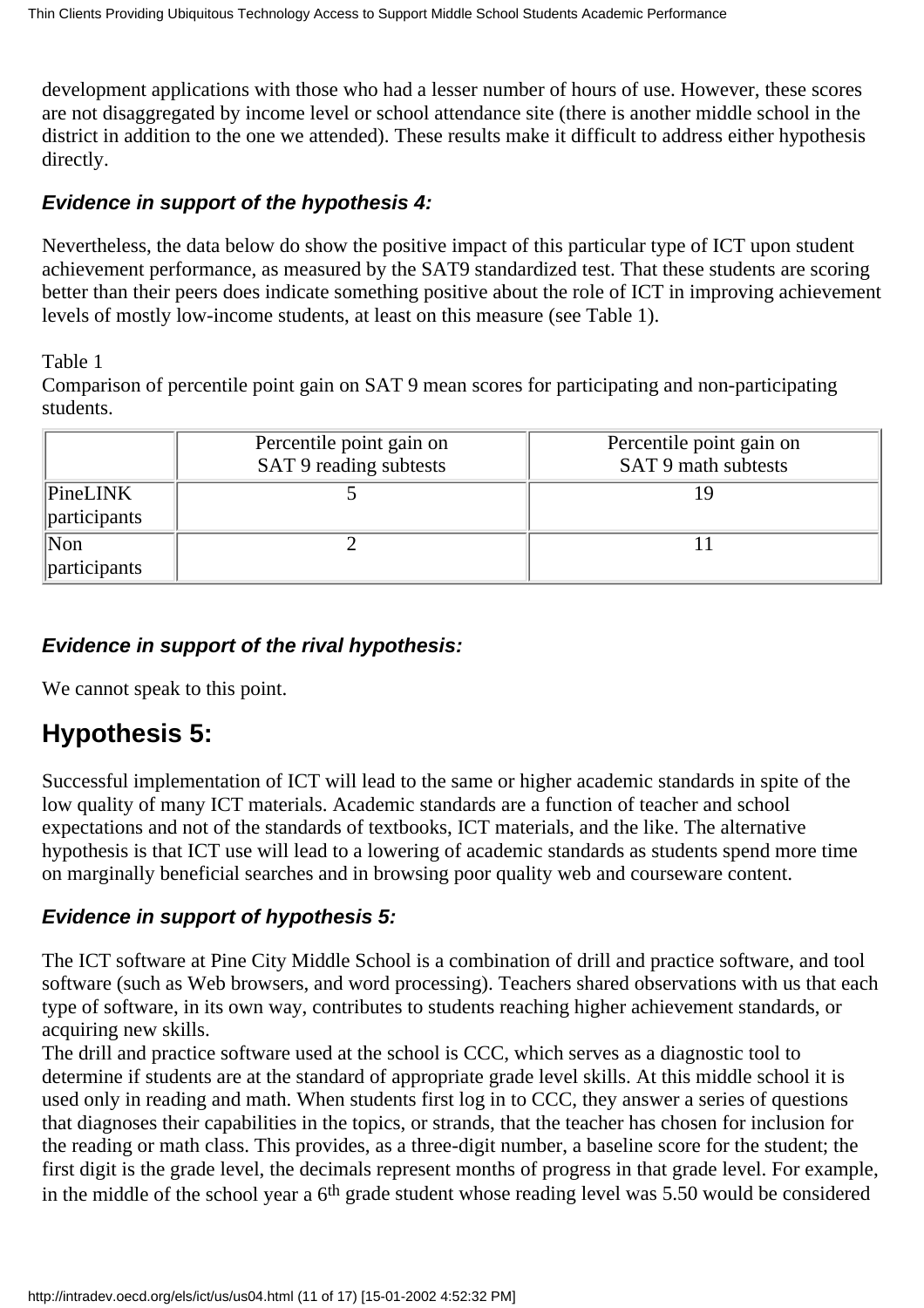development applications with those who had a lesser number of hours of use. However, these scores are not disaggregated by income level or school attendance site (there is another middle school in the district in addition to the one we attended). These results make it difficult to address either hypothesis directly.

### *Evidence in support of the hypothesis 4:*

Nevertheless, the data below do show the positive impact of this particular type of ICT upon student achievement performance, as measured by the SAT9 standardized test. That these students are scoring better than their peers does indicate something positive about the role of ICT in improving achievement levels of mostly low-income students, at least on this measure (see Table 1).

Table 1
Comparison of percentile point gain on SAT 9 mean scores for participating and non-participating students.

| | Percentile point gain on SAT 9 reading subtests | Percentile point gain on SAT 9 math subtests |
|---|---|---|
| PineLINK participants | 5 | 19 |
| Non participants | 2 | 11 |

### *Evidence in support of the rival hypothesis:*

We cannot speak to this point.

## Hypothesis 5:

Successful implementation of ICT will lead to the same or higher academic standards in spite of the low quality of many ICT materials. Academic standards are a function of teacher and school expectations and not of the standards of textbooks, ICT materials, and the like. The alternative hypothesis is that ICT use will lead to a lowering of academic standards as students spend more time on marginally beneficial searches and in browsing poor quality web and courseware content.

### *Evidence in support of hypothesis 5:*

The ICT software at Pine City Middle School is a combination of drill and practice software, and tool software (such as Web browsers, and word processing). Teachers shared observations with us that each type of software, in its own way, contributes to students reaching higher achievement standards, or acquiring new skills.
The drill and practice software used at the school is CCC, which serves as a diagnostic tool to determine if students are at the standard of appropriate grade level skills. At this middle school it is used only in reading and math. When students first log in to CCC, they answer a series of questions that diagnoses their capabilities in the topics, or strands, that the teacher has chosen for inclusion for the reading or math class. This provides, as a three-digit number, a baseline score for the student; the first digit is the grade level, the decimals represent months of progress in that grade level. For example, in the middle of the school year a 6th grade student whose reading level was 5.50 would be considered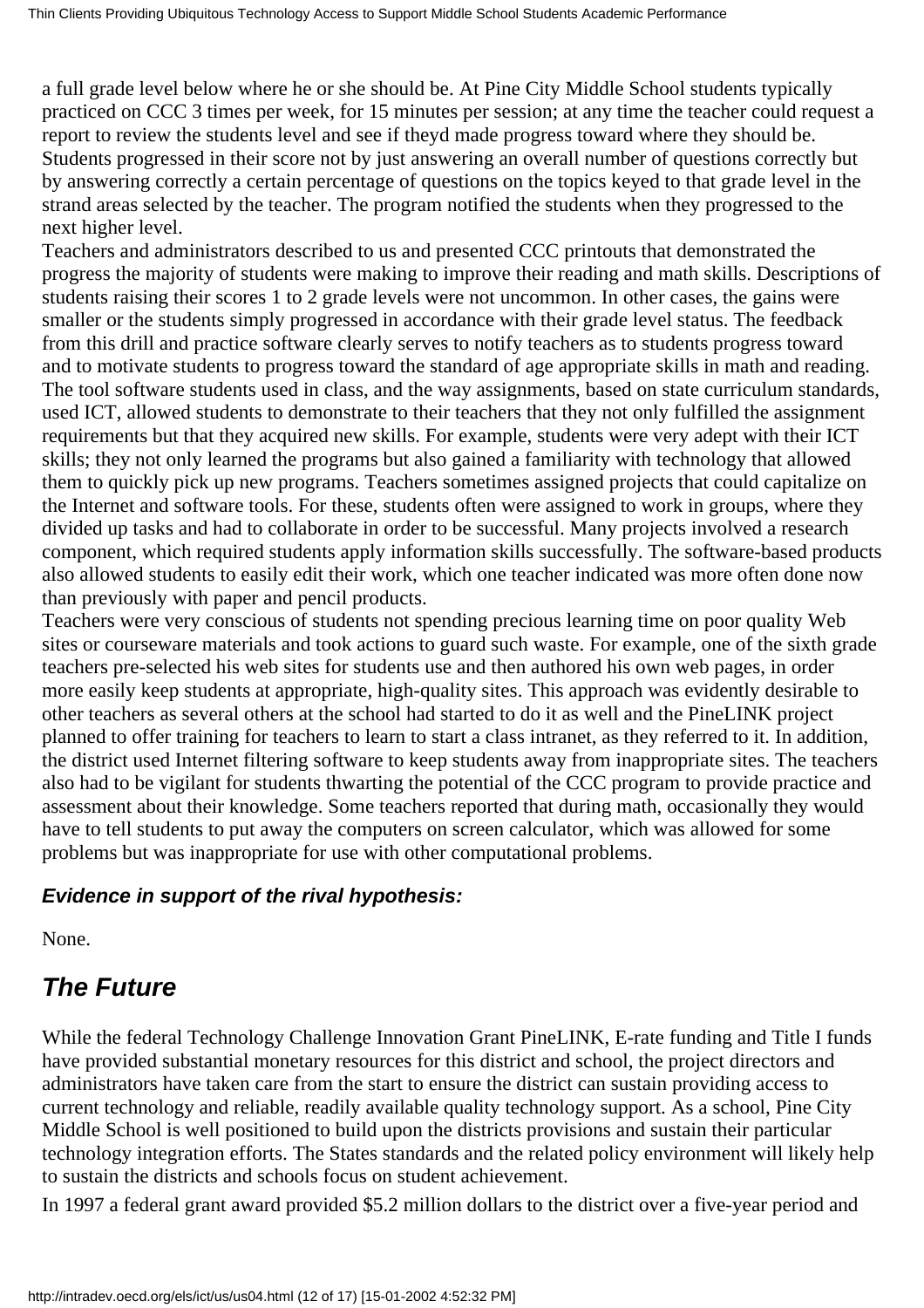a full grade level below where he or she should be. At Pine City Middle School students typically practiced on CCC 3 times per week, for 15 minutes per session; at any time the teacher could request a report to review the students level and see if theyd made progress toward where they should be. Students progressed in their score not by just answering an overall number of questions correctly but by answering correctly a certain percentage of questions on the topics keyed to that grade level in the strand areas selected by the teacher. The program notified the students when they progressed to the next higher level.

Teachers and administrators described to us and presented CCC printouts that demonstrated the progress the majority of students were making to improve their reading and math skills. Descriptions of students raising their scores 1 to 2 grade levels were not uncommon. In other cases, the gains were smaller or the students simply progressed in accordance with their grade level status. The feedback from this drill and practice software clearly serves to notify teachers as to students progress toward and to motivate students to progress toward the standard of age appropriate skills in math and reading.

The tool software students used in class, and the way assignments, based on state curriculum standards, used ICT, allowed students to demonstrate to their teachers that they not only fulfilled the assignment requirements but that they acquired new skills. For example, students were very adept with their ICT skills; they not only learned the programs but also gained a familiarity with technology that allowed them to quickly pick up new programs. Teachers sometimes assigned projects that could capitalize on the Internet and software tools. For these, students often were assigned to work in groups, where they divided up tasks and had to collaborate in order to be successful. Many projects involved a research component, which required students apply information skills successfully. The software-based products also allowed students to easily edit their work, which one teacher indicated was more often done now than previously with paper and pencil products.

Teachers were very conscious of students not spending precious learning time on poor quality Web sites or courseware materials and took actions to guard such waste. For example, one of the sixth grade teachers pre-selected his web sites for students use and then authored his own web pages, in order more easily keep students at appropriate, high-quality sites. This approach was evidently desirable to other teachers as several others at the school had started to do it as well and the PineLINK project planned to offer training for teachers to learn to start a class intranet, as they referred to it. In addition, the district used Internet filtering software to keep students away from inappropriate sites. The teachers also had to be vigilant for students thwarting the potential of the CCC program to provide practice and assessment about their knowledge. Some teachers reported that during math, occasionally they would have to tell students to put away the computers on screen calculator, which was allowed for some problems but was inappropriate for use with other computational problems.

***Evidence in support of the rival hypothesis:***

None.

## *The Future*

While the federal Technology Challenge Innovation Grant PineLINK, E-rate funding and Title I funds have provided substantial monetary resources for this district and school, the project directors and administrators have taken care from the start to ensure the district can sustain providing access to current technology and reliable, readily available quality technology support. As a school, Pine City Middle School is well positioned to build upon the districts provisions and sustain their particular technology integration efforts. The States standards and the related policy environment will likely help to sustain the districts and schools focus on student achievement.

In 1997 a federal grant award provided $5.2 million dollars to the district over a five-year period and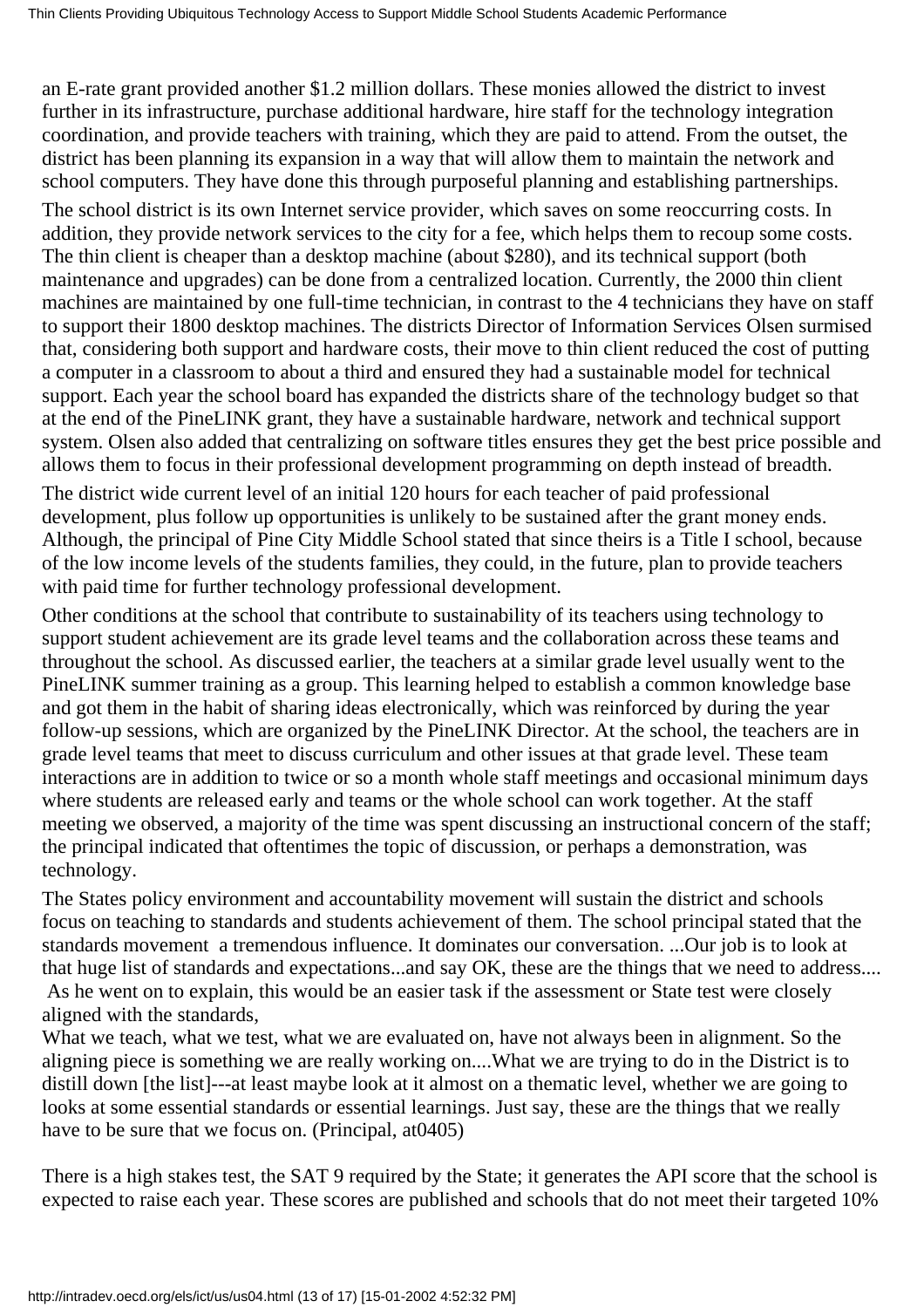an E-rate grant provided another $1.2 million dollars. These monies allowed the district to invest further in its infrastructure, purchase additional hardware, hire staff for the technology integration coordination, and provide teachers with training, which they are paid to attend. From the outset, the district has been planning its expansion in a way that will allow them to maintain the network and school computers. They have done this through purposeful planning and establishing partnerships.

The school district is its own Internet service provider, which saves on some reoccurring costs. In addition, they provide network services to the city for a fee, which helps them to recoup some costs. The thin client is cheaper than a desktop machine (about $280), and its technical support (both maintenance and upgrades) can be done from a centralized location. Currently, the 2000 thin client machines are maintained by one full-time technician, in contrast to the 4 technicians they have on staff to support their 1800 desktop machines. The districts Director of Information Services Olsen surmised that, considering both support and hardware costs, their move to thin client reduced the cost of putting a computer in a classroom to about a third and ensured they had a sustainable model for technical support. Each year the school board has expanded the districts share of the technology budget so that at the end of the PineLINK grant, they have a sustainable hardware, network and technical support system. Olsen also added that centralizing on software titles ensures they get the best price possible and allows them to focus in their professional development programming on depth instead of breadth.

The district wide current level of an initial 120 hours for each teacher of paid professional development, plus follow up opportunities is unlikely to be sustained after the grant money ends. Although, the principal of Pine City Middle School stated that since theirs is a Title I school, because of the low income levels of the students families, they could, in the future, plan to provide teachers with paid time for further technology professional development.

Other conditions at the school that contribute to sustainability of its teachers using technology to support student achievement are its grade level teams and the collaboration across these teams and throughout the school. As discussed earlier, the teachers at a similar grade level usually went to the PineLINK summer training as a group. This learning helped to establish a common knowledge base and got them in the habit of sharing ideas electronically, which was reinforced by during the year follow-up sessions, which are organized by the PineLINK Director. At the school, the teachers are in grade level teams that meet to discuss curriculum and other issues at that grade level. These team interactions are in addition to twice or so a month whole staff meetings and occasional minimum days where students are released early and teams or the whole school can work together. At the staff meeting we observed, a majority of the time was spent discussing an instructional concern of the staff; the principal indicated that oftentimes the topic of discussion, or perhaps a demonstration, was technology.

The States policy environment and accountability movement will sustain the district and schools focus on teaching to standards and students achievement of them. The school principal stated that the standards movement  a tremendous influence. It dominates our conversation. ...Our job is to look at that huge list of standards and expectations...and say OK, these are the things that we need to address....  As he went on to explain, this would be an easier task if the assessment or State test were closely aligned with the standards,

What we teach, what we test, what we are evaluated on, have not always been in alignment. So the aligning piece is something we are really working on....What we are trying to do in the District is to distill down [the list]---at least maybe look at it almost on a thematic level, whether we are going to looks at some essential standards or essential learnings. Just say, these are the things that we really have to be sure that we focus on. (Principal, at0405)

There is a high stakes test, the SAT 9 required by the State; it generates the API score that the school is expected to raise each year. These scores are published and schools that do not meet their targeted 10%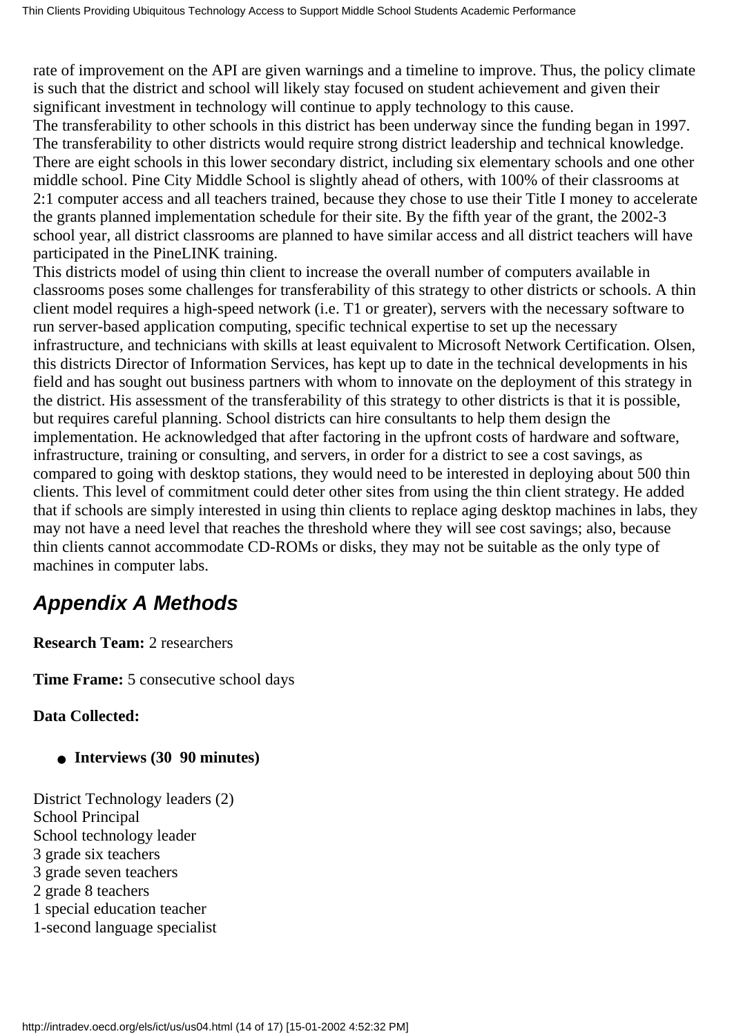rate of improvement on the API are given warnings and a timeline to improve. Thus, the policy climate is such that the district and school will likely stay focused on student achievement and given their significant investment in technology will continue to apply technology to this cause.

The transferability to other schools in this district has been underway since the funding began in 1997. The transferability to other districts would require strong district leadership and technical knowledge. There are eight schools in this lower secondary district, including six elementary schools and one other middle school. Pine City Middle School is slightly ahead of others, with 100% of their classrooms at 2:1 computer access and all teachers trained, because they chose to use their Title I money to accelerate the grants planned implementation schedule for their site. By the fifth year of the grant, the 2002-3 school year, all district classrooms are planned to have similar access and all district teachers will have participated in the PineLINK training.

This districts model of using thin client to increase the overall number of computers available in classrooms poses some challenges for transferability of this strategy to other districts or schools. A thin client model requires a high-speed network (i.e. T1 or greater), servers with the necessary software to run server-based application computing, specific technical expertise to set up the necessary infrastructure, and technicians with skills at least equivalent to Microsoft Network Certification. Olsen, this districts Director of Information Services, has kept up to date in the technical developments in his field and has sought out business partners with whom to innovate on the deployment of this strategy in the district. His assessment of the transferability of this strategy to other districts is that it is possible, but requires careful planning. School districts can hire consultants to help them design the implementation. He acknowledged that after factoring in the upfront costs of hardware and software, infrastructure, training or consulting, and servers, in order for a district to see a cost savings, as compared to going with desktop stations, they would need to be interested in deploying about 500 thin clients. This level of commitment could deter other sites from using the thin client strategy. He added that if schools are simply interested in using thin clients to replace aging desktop machines in labs, they may not have a need level that reaches the threshold where they will see cost savings; also, because thin clients cannot accommodate CD-ROMs or disks, they may not be suitable as the only type of machines in computer labs.

## *Appendix A Methods*

**Research Team:** 2 researchers

**Time Frame:** 5 consecutive school days

**Data Collected:**

- **Interviews (30 90 minutes)**

District Technology leaders (2)
School Principal
School technology leader
3 grade six teachers
3 grade seven teachers
2 grade 8 teachers
1 special education teacher
1-second language specialist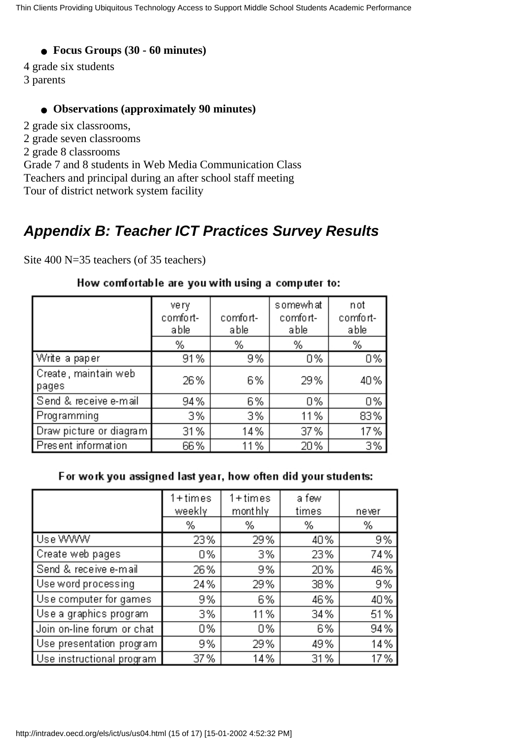- **Focus Groups (30 - 60 minutes)**

4 grade six students
3 parents

- **Observations (approximately 90 minutes)**

2 grade six classrooms,
2 grade seven classrooms
2 grade 8 classrooms
Grade 7 and 8 students in Web Media Communication Class
Teachers and principal during an after school staff meeting
Tour of district network system facility

## *Appendix B: Teacher ICT Practices Survey Results*

Site 400 N=35 teachers (of 35 teachers)

**How comfortable are you with using a computer to:**

| | very comfort-able | comfort-able | somewhat comfort-able | not comfort-able |
|---|---|---|---|---|
| | % | % | % | % |
| Write a paper | 91% | 9% | 0% | 0% |
| Create, maintain web pages | 26% | 6% | 29% | 40% |
| Send & receive e-mail | 94% | 6% | 0% | 0% |
| Programming | 3% | 3% | 11% | 83% |
| Draw picture or diagram | 31% | 14% | 37% | 17% |
| Present information | 66% | 11% | 20% | 3% |

**For work you assigned last year, how often did your students:**

| | 1+times weekly | 1+times monthly | a few times | never |
|---|---|---|---|---|
| | % | % | % | % |
| Use WWW | 23% | 29% | 40% | 9% |
| Create web pages | 0% | 3% | 23% | 74% |
| Send & receive e-mail | 26% | 9% | 20% | 46% |
| Use word processing | 24% | 29% | 38% | 9% |
| Use computer for games | 9% | 6% | 46% | 40% |
| Use a graphics program | 3% | 11% | 34% | 51% |
| Join on-line forum or chat | 0% | 0% | 6% | 94% |
| Use presentation program | 9% | 29% | 49% | 14% |
| Use instructional program | 37% | 14% | 31% | 17% |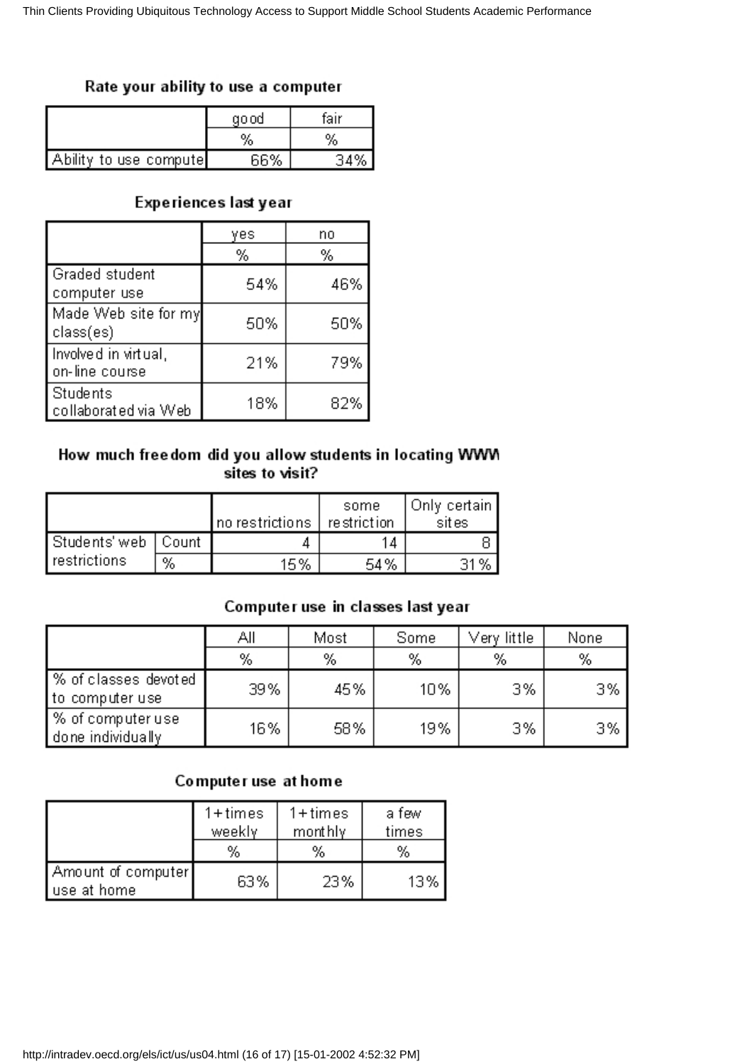### Rate your ability to use a computer

| | good | fair |
|---|---|---|
| | % | % |
| Ability to use compute | 66% | 34% |

### Experiences last year

| | yes | no |
|---|---|---|
| | % | % |
| Graded student computer use | 54% | 46% |
| Made Web site for my class(es) | 50% | 50% |
| Involved in virtual, on-line course | 21% | 79% |
| Students collaborated via Web | 18% | 82% |

### How much freedom did you allow students in locating WWW sites to visit?

| | | no restrictions | some restriction | Only certain sites |
|---|---|---|---|---|
| Students' web restrictions | Count | 4 | 14 | 8 |
| | % | 15% | 54% | 31% |

### Computer use in classes last year

| | All | Most | Some | Very little | None |
|---|---|---|---|---|---|
| | % | % | % | % | % |
| % of classes devoted to computer use | 39% | 45% | 10% | 3% | 3% |
| % of computer use done individually | 16% | 58% | 19% | 3% | 3% |

### Computer use at home

| | 1+times weekly | 1+times monthly | a few times |
|---|---|---|---|
| | % | % | % |
| Amount of computer use at home | 63% | 23% | 13% |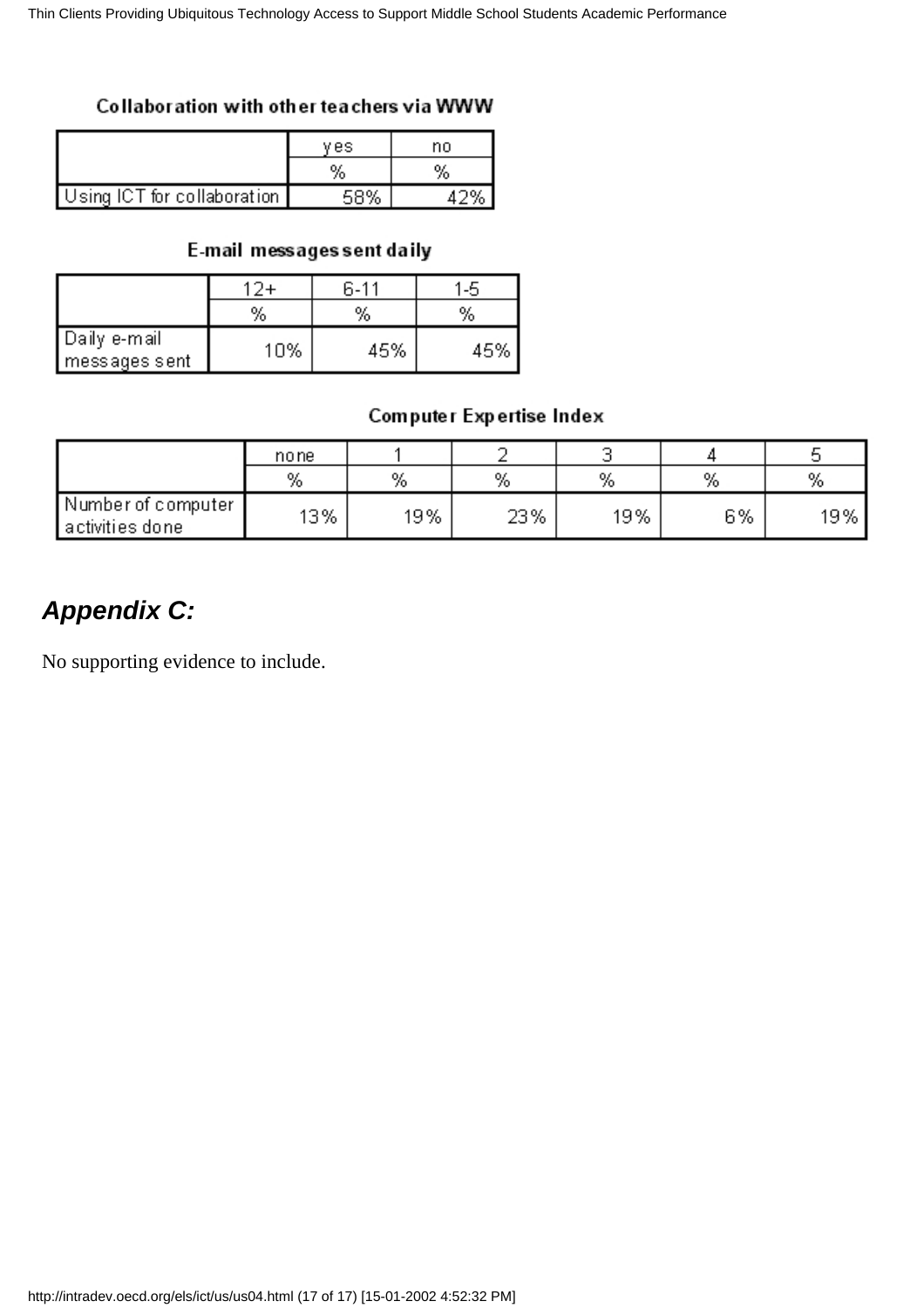**Collaboration with other teachers via WWW**

| | yes | no |
|---|---|---|
| | % | % |
| Using ICT for collaboration | 58% | 42% |

**E-mail messages sent daily**

| | 12+ | 6-11 | 1-5 |
|---|---|---|---|
| | % | % | % |
| Daily e-mail messages sent | 10% | 45% | 45% |

**Computer Expertise Index**

| | none | 1 | 2 | 3 | 4 | 5 |
|---|---|---|---|---|---|---|
| | % | % | % | % | % | % |
| Number of computer activities done | 13% | 19% | 23% | 19% | 6% | 19% |

## ***Appendix C:***

No supporting evidence to include.